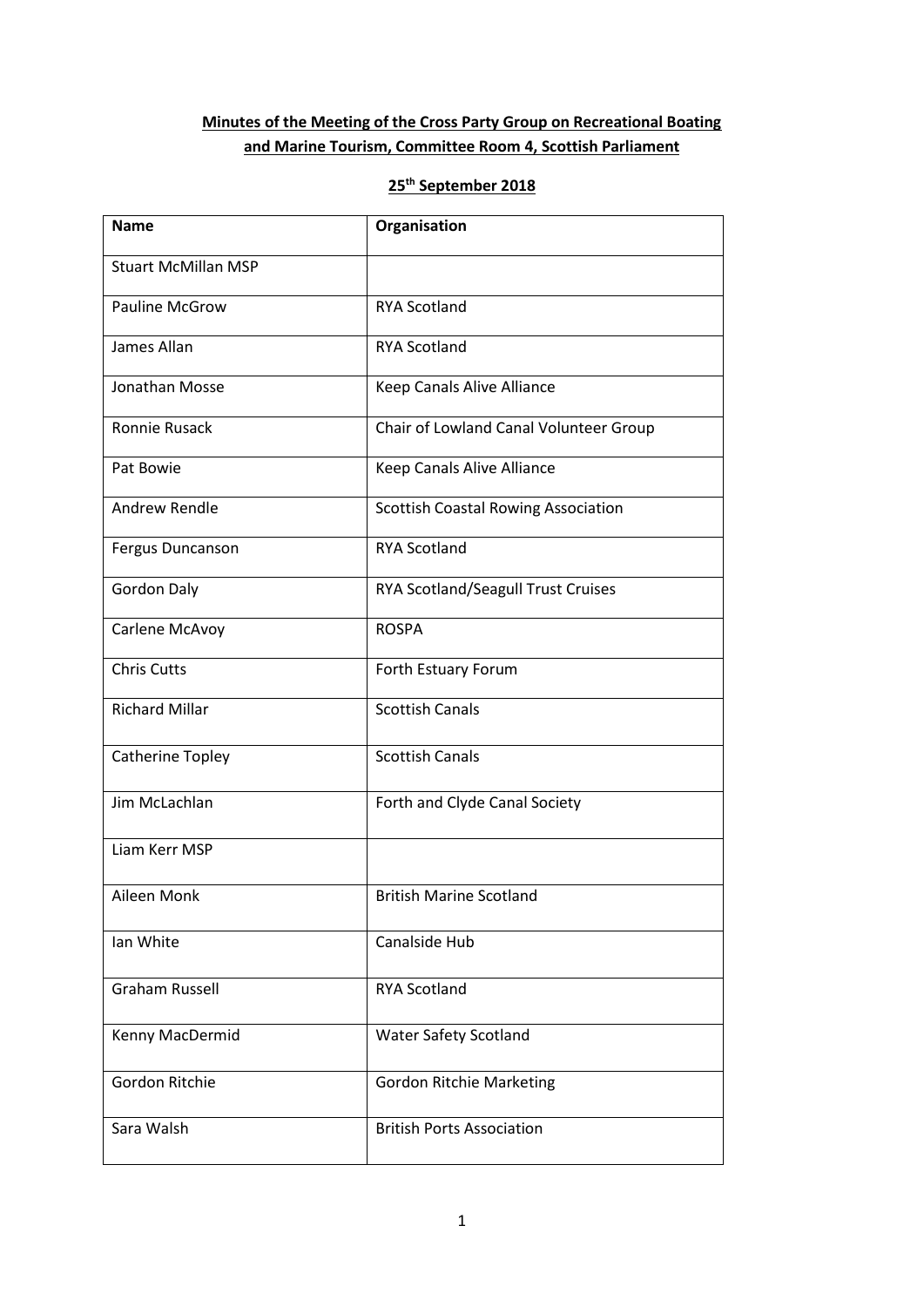**Minutes of the Meeting of the Cross Party Group on Recreational Boating and Marine Tourism, Committee Room 4, Scottish Parliament**

**25th September 2018**

| Name | Organisation |
|---|---|
| Stuart McMillan MSP | |
| Pauline McGrow | RYA Scotland |
| James Allan | RYA Scotland |
| Jonathan Mosse | Keep Canals Alive Alliance |
| Ronnie Rusack | Chair of Lowland Canal Volunteer Group |
| Pat Bowie | Keep Canals Alive Alliance |
| Andrew Rendle | Scottish Coastal Rowing Association |
| Fergus Duncanson | RYA Scotland |
| Gordon Daly | RYA Scotland/Seagull Trust Cruises |
| Carlene McAvoy | ROSPA |
| Chris Cutts | Forth Estuary Forum |
| Richard Millar | Scottish Canals |
| Catherine Topley | Scottish Canals |
| Jim McLachlan | Forth and Clyde Canal Society |
| Liam Kerr MSP | |
| Aileen Monk | British Marine Scotland |
| Ian White | Canalside Hub |
| Graham Russell | RYA Scotland |
| Kenny MacDermid | Water Safety Scotland |
| Gordon Ritchie | Gordon Ritchie Marketing |
| Sara Walsh | British Ports Association |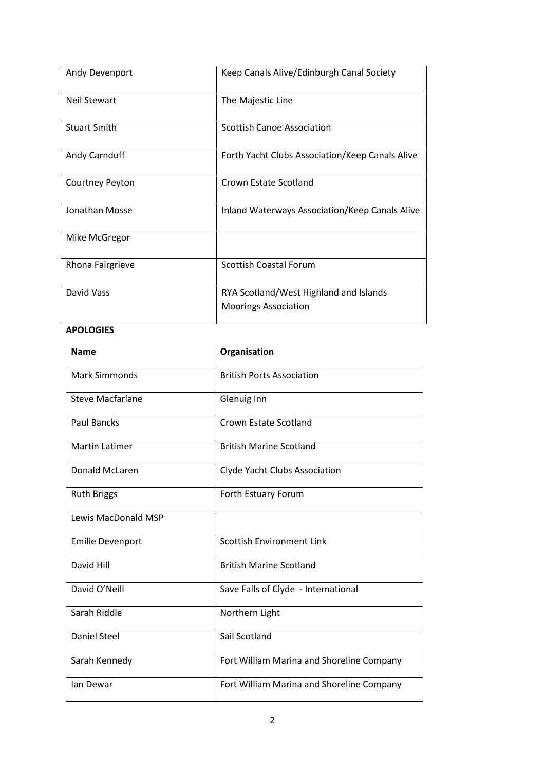| | |
|---|---|
| Andy Devenport | Keep Canals Alive/Edinburgh Canal Society |
| Neil Stewart | The Majestic Line |
| Stuart Smith | Scottish Canoe Association |
| Andy Carnduff | Forth Yacht Clubs Association/Keep Canals Alive |
| Courtney Peyton | Crown Estate Scotland |
| Jonathan Mosse | Inland Waterways Association/Keep Canals Alive |
| Mike McGregor | |
| Rhona Fairgrieve | Scottish Coastal Forum |
| David Vass | RYA Scotland/West Highland and Islands Moorings Association |

**APOLOGIES**

| Name | Organisation |
|---|---|
| Mark Simmonds | British Ports Association |
| Steve Macfarlane | Glenuig Inn |
| Paul Bancks | Crown Estate Scotland |
| Martin Latimer | British Marine Scotland |
| Donald McLaren | Clyde Yacht Clubs Association |
| Ruth Briggs | Forth Estuary Forum |
| Lewis MacDonald MSP | |
| Emilie Devenport | Scottish Environment Link |
| David Hill | British Marine Scotland |
| David O'Neill | Save Falls of Clyde - International |
| Sarah Riddle | Northern Light |
| Daniel Steel | Sail Scotland |
| Sarah Kennedy | Fort William Marina and Shoreline Company |
| Ian Dewar | Fort William Marina and Shoreline Company |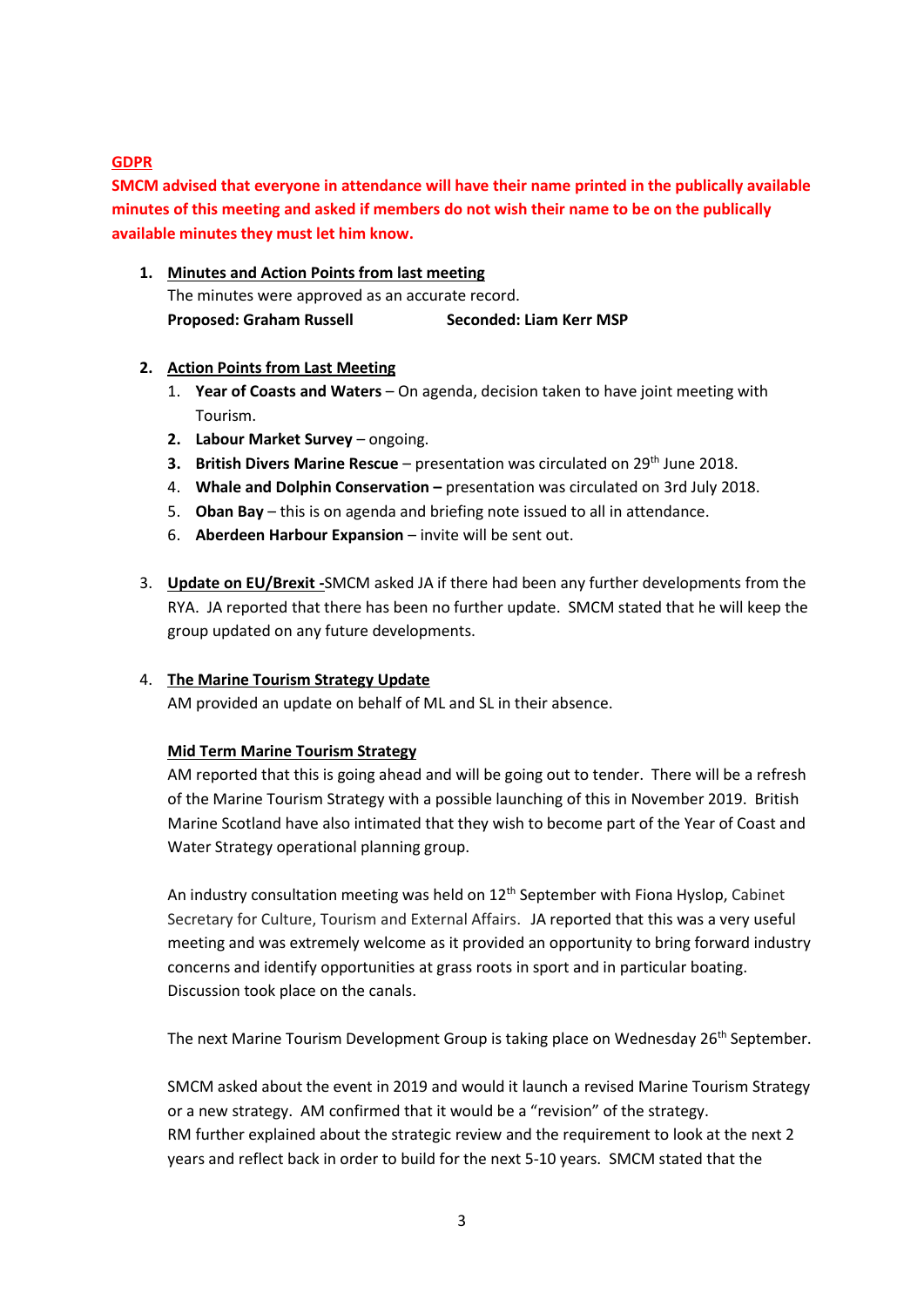**GDPR**

**SMCM advised that everyone in attendance will have their name printed in the publically available minutes of this meeting and asked if members do not wish their name to be on the publically available minutes they must let him know.**

1. **Minutes and Action Points from last meeting**
   The minutes were approved as an accurate record.
   **Proposed: Graham Russell** **Seconded: Liam Kerr MSP**

2. **Action Points from Last Meeting**
   1. **Year of Coasts and Waters** – On agenda, decision taken to have joint meeting with Tourism.
   2. **Labour Market Survey** – ongoing.
   3. **British Divers Marine Rescue** – presentation was circulated on 29th June 2018.
   4. **Whale and Dolphin Conservation –** presentation was circulated on 3rd July 2018.
   5. **Oban Bay** – this is on agenda and briefing note issued to all in attendance.
   6. **Aberdeen Harbour Expansion** – invite will be sent out.

3. **Update on EU/Brexit -**SMCM asked JA if there had been any further developments from the RYA. JA reported that there has been no further update. SMCM stated that he will keep the group updated on any future developments.

4. **The Marine Tourism Strategy Update**
   AM provided an update on behalf of ML and SL in their absence.

   **Mid Term Marine Tourism Strategy**
   AM reported that this is going ahead and will be going out to tender. There will be a refresh of the Marine Tourism Strategy with a possible launching of this in November 2019. British Marine Scotland have also intimated that they wish to become part of the Year of Coast and Water Strategy operational planning group.

   An industry consultation meeting was held on 12th September with Fiona Hyslop, Cabinet Secretary for Culture, Tourism and External Affairs. JA reported that this was a very useful meeting and was extremely welcome as it provided an opportunity to bring forward industry concerns and identify opportunities at grass roots in sport and in particular boating. Discussion took place on the canals.

   The next Marine Tourism Development Group is taking place on Wednesday 26th September.

   SMCM asked about the event in 2019 and would it launch a revised Marine Tourism Strategy or a new strategy. AM confirmed that it would be a "revision" of the strategy.
   RM further explained about the strategic review and the requirement to look at the next 2 years and reflect back in order to build for the next 5-10 years. SMCM stated that the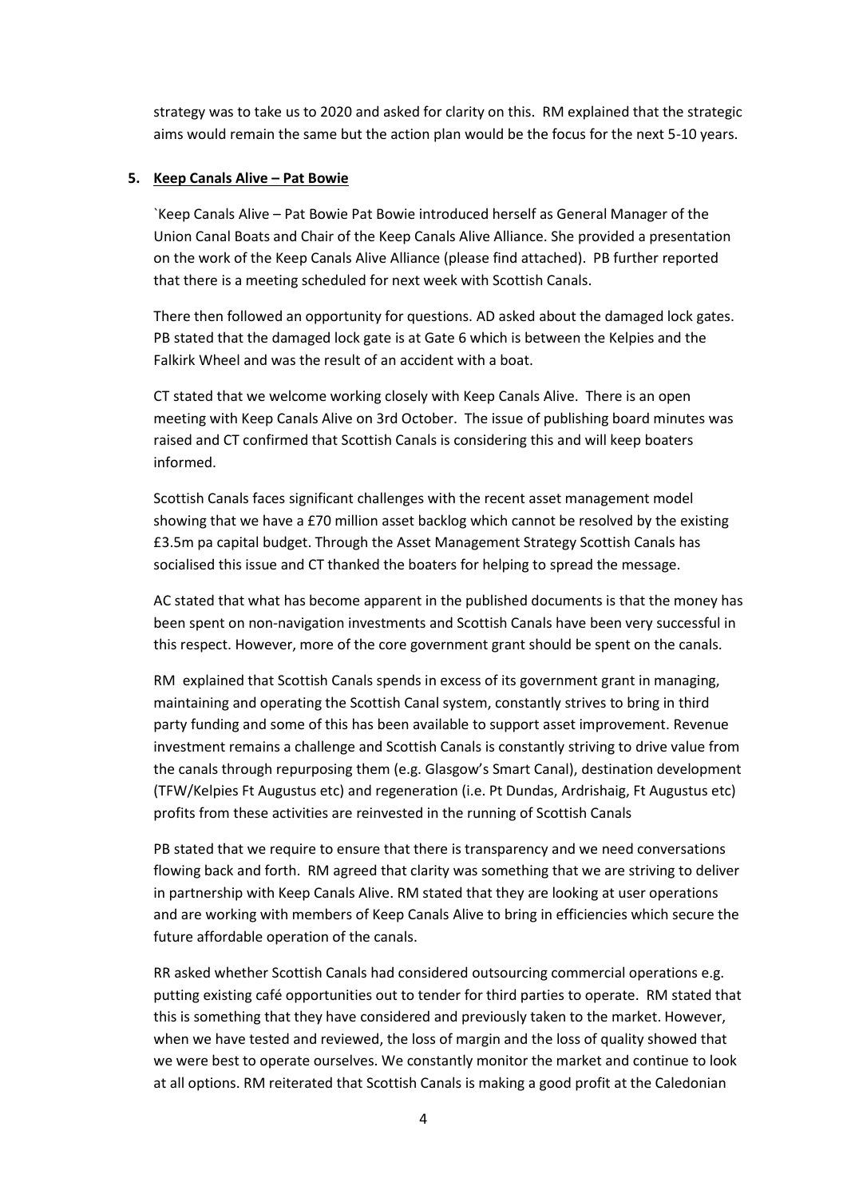strategy was to take us to 2020 and asked for clarity on this. RM explained that the strategic aims would remain the same but the action plan would be the focus for the next 5-10 years.

**5. Keep Canals Alive – Pat Bowie**

`Keep Canals Alive – Pat Bowie Pat Bowie introduced herself as General Manager of the Union Canal Boats and Chair of the Keep Canals Alive Alliance. She provided a presentation on the work of the Keep Canals Alive Alliance (please find attached). PB further reported that there is a meeting scheduled for next week with Scottish Canals.

There then followed an opportunity for questions. AD asked about the damaged lock gates. PB stated that the damaged lock gate is at Gate 6 which is between the Kelpies and the Falkirk Wheel and was the result of an accident with a boat.

CT stated that we welcome working closely with Keep Canals Alive. There is an open meeting with Keep Canals Alive on 3rd October. The issue of publishing board minutes was raised and CT confirmed that Scottish Canals is considering this and will keep boaters informed.

Scottish Canals faces significant challenges with the recent asset management model showing that we have a £70 million asset backlog which cannot be resolved by the existing £3.5m pa capital budget. Through the Asset Management Strategy Scottish Canals has socialised this issue and CT thanked the boaters for helping to spread the message.

AC stated that what has become apparent in the published documents is that the money has been spent on non-navigation investments and Scottish Canals have been very successful in this respect. However, more of the core government grant should be spent on the canals.

RM explained that Scottish Canals spends in excess of its government grant in managing, maintaining and operating the Scottish Canal system, constantly strives to bring in third party funding and some of this has been available to support asset improvement. Revenue investment remains a challenge and Scottish Canals is constantly striving to drive value from the canals through repurposing them (e.g. Glasgow's Smart Canal), destination development (TFW/Kelpies Ft Augustus etc) and regeneration (i.e. Pt Dundas, Ardrishaig, Ft Augustus etc) profits from these activities are reinvested in the running of Scottish Canals

PB stated that we require to ensure that there is transparency and we need conversations flowing back and forth. RM agreed that clarity was something that we are striving to deliver in partnership with Keep Canals Alive. RM stated that they are looking at user operations and are working with members of Keep Canals Alive to bring in efficiencies which secure the future affordable operation of the canals.

RR asked whether Scottish Canals had considered outsourcing commercial operations e.g. putting existing café opportunities out to tender for third parties to operate. RM stated that this is something that they have considered and previously taken to the market. However, when we have tested and reviewed, the loss of margin and the loss of quality showed that we were best to operate ourselves. We constantly monitor the market and continue to look at all options. RM reiterated that Scottish Canals is making a good profit at the Caledonian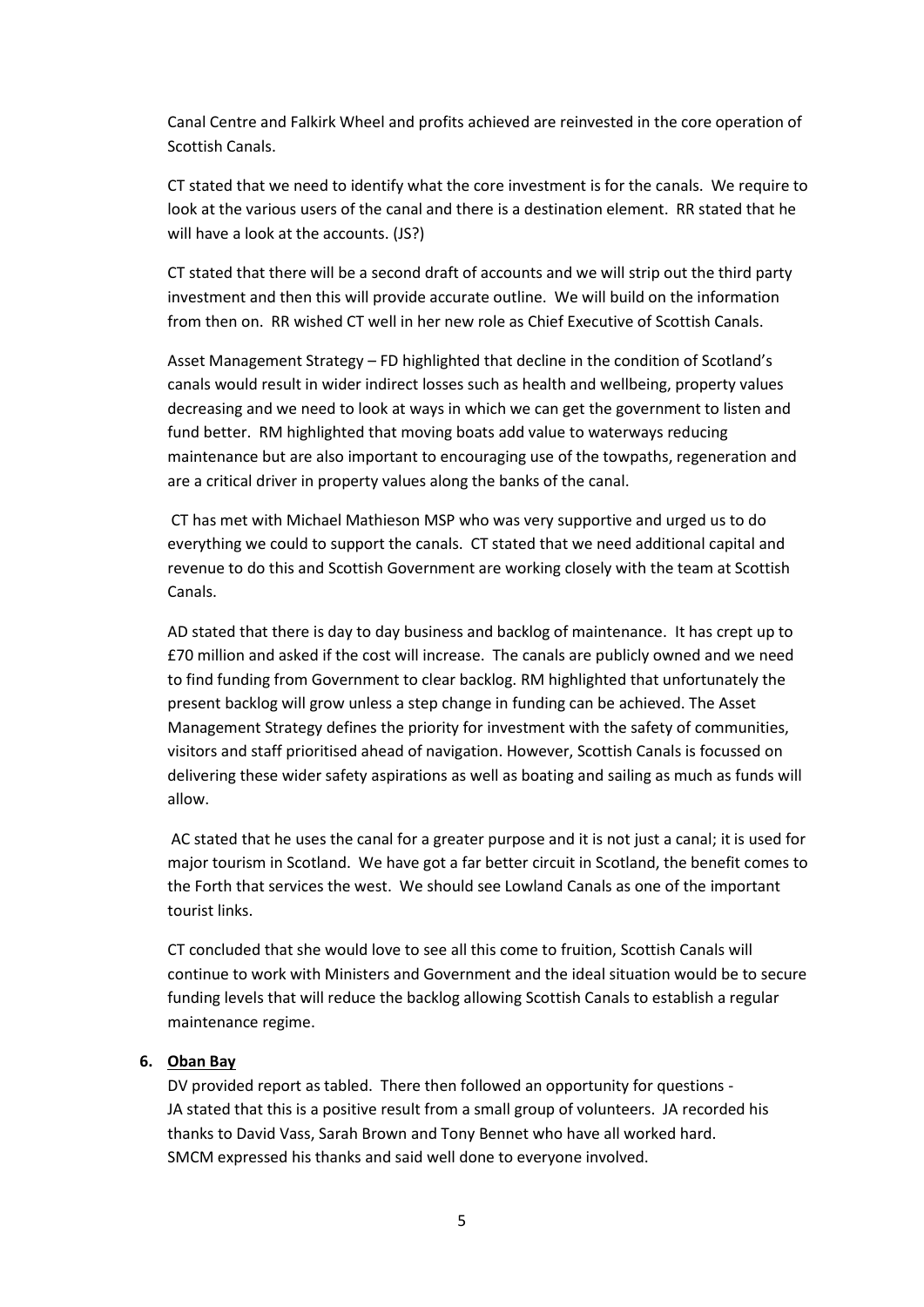Canal Centre and Falkirk Wheel and profits achieved are reinvested in the core operation of Scottish Canals.

CT stated that we need to identify what the core investment is for the canals. We require to look at the various users of the canal and there is a destination element. RR stated that he will have a look at the accounts. (JS?)

CT stated that there will be a second draft of accounts and we will strip out the third party investment and then this will provide accurate outline. We will build on the information from then on. RR wished CT well in her new role as Chief Executive of Scottish Canals.

Asset Management Strategy – FD highlighted that decline in the condition of Scotland's canals would result in wider indirect losses such as health and wellbeing, property values decreasing and we need to look at ways in which we can get the government to listen and fund better. RM highlighted that moving boats add value to waterways reducing maintenance but are also important to encouraging use of the towpaths, regeneration and are a critical driver in property values along the banks of the canal.

CT has met with Michael Mathieson MSP who was very supportive and urged us to do everything we could to support the canals. CT stated that we need additional capital and revenue to do this and Scottish Government are working closely with the team at Scottish Canals.

AD stated that there is day to day business and backlog of maintenance. It has crept up to £70 million and asked if the cost will increase. The canals are publicly owned and we need to find funding from Government to clear backlog. RM highlighted that unfortunately the present backlog will grow unless a step change in funding can be achieved. The Asset Management Strategy defines the priority for investment with the safety of communities, visitors and staff prioritised ahead of navigation. However, Scottish Canals is focussed on delivering these wider safety aspirations as well as boating and sailing as much as funds will allow.

AC stated that he uses the canal for a greater purpose and it is not just a canal; it is used for major tourism in Scotland. We have got a far better circuit in Scotland, the benefit comes to the Forth that services the west. We should see Lowland Canals as one of the important tourist links.

CT concluded that she would love to see all this come to fruition, Scottish Canals will continue to work with Ministers and Government and the ideal situation would be to secure funding levels that will reduce the backlog allowing Scottish Canals to establish a regular maintenance regime.

**6. Oban Bay**

DV provided report as tabled. There then followed an opportunity for questions -
JA stated that this is a positive result from a small group of volunteers. JA recorded his thanks to David Vass, Sarah Brown and Tony Bennet who have all worked hard.
SMCM expressed his thanks and said well done to everyone involved.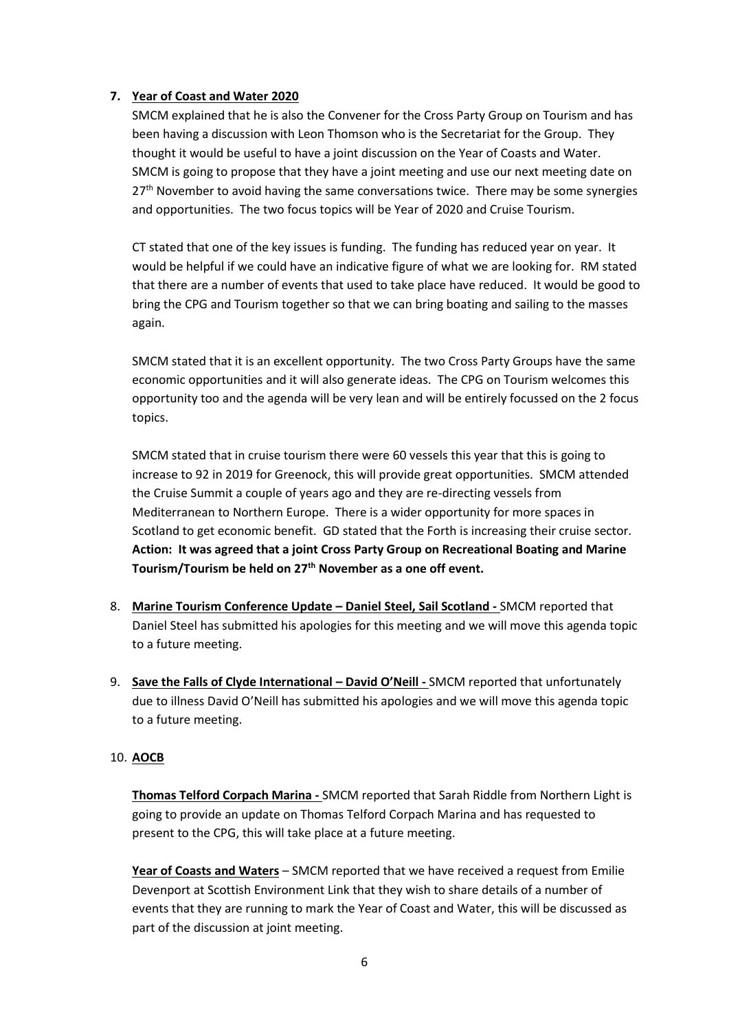7. **Year of Coast and Water 2020**

   SMCM explained that he is also the Convener for the Cross Party Group on Tourism and has been having a discussion with Leon Thomson who is the Secretariat for the Group. They thought it would be useful to have a joint discussion on the Year of Coasts and Water. SMCM is going to propose that they have a joint meeting and use our next meeting date on 27th November to avoid having the same conversations twice. There may be some synergies and opportunities. The two focus topics will be Year of 2020 and Cruise Tourism.

   CT stated that one of the key issues is funding. The funding has reduced year on year. It would be helpful if we could have an indicative figure of what we are looking for. RM stated that there are a number of events that used to take place have reduced. It would be good to bring the CPG and Tourism together so that we can bring boating and sailing to the masses again.

   SMCM stated that it is an excellent opportunity. The two Cross Party Groups have the same economic opportunities and it will also generate ideas. The CPG on Tourism welcomes this opportunity too and the agenda will be very lean and will be entirely focussed on the 2 focus topics.

   SMCM stated that in cruise tourism there were 60 vessels this year that this is going to increase to 92 in 2019 for Greenock, this will provide great opportunities. SMCM attended the Cruise Summit a couple of years ago and they are re-directing vessels from Mediterranean to Northern Europe. There is a wider opportunity for more spaces in Scotland to get economic benefit. GD stated that the Forth is increasing their cruise sector.
   **Action: It was agreed that a joint Cross Party Group on Recreational Boating and Marine Tourism/Tourism be held on 27th November as a one off event.**

8. **Marine Tourism Conference Update – Daniel Steel, Sail Scotland -** SMCM reported that Daniel Steel has submitted his apologies for this meeting and we will move this agenda topic to a future meeting.

9. **Save the Falls of Clyde International – David O'Neill -** SMCM reported that unfortunately due to illness David O'Neill has submitted his apologies and we will move this agenda topic to a future meeting.

10. **AOCB**

    **Thomas Telford Corpach Marina -** SMCM reported that Sarah Riddle from Northern Light is going to provide an update on Thomas Telford Corpach Marina and has requested to present to the CPG, this will take place at a future meeting.

    **Year of Coasts and Waters** – SMCM reported that we have received a request from Emilie Devenport at Scottish Environment Link that they wish to share details of a number of events that they are running to mark the Year of Coast and Water, this will be discussed as part of the discussion at joint meeting.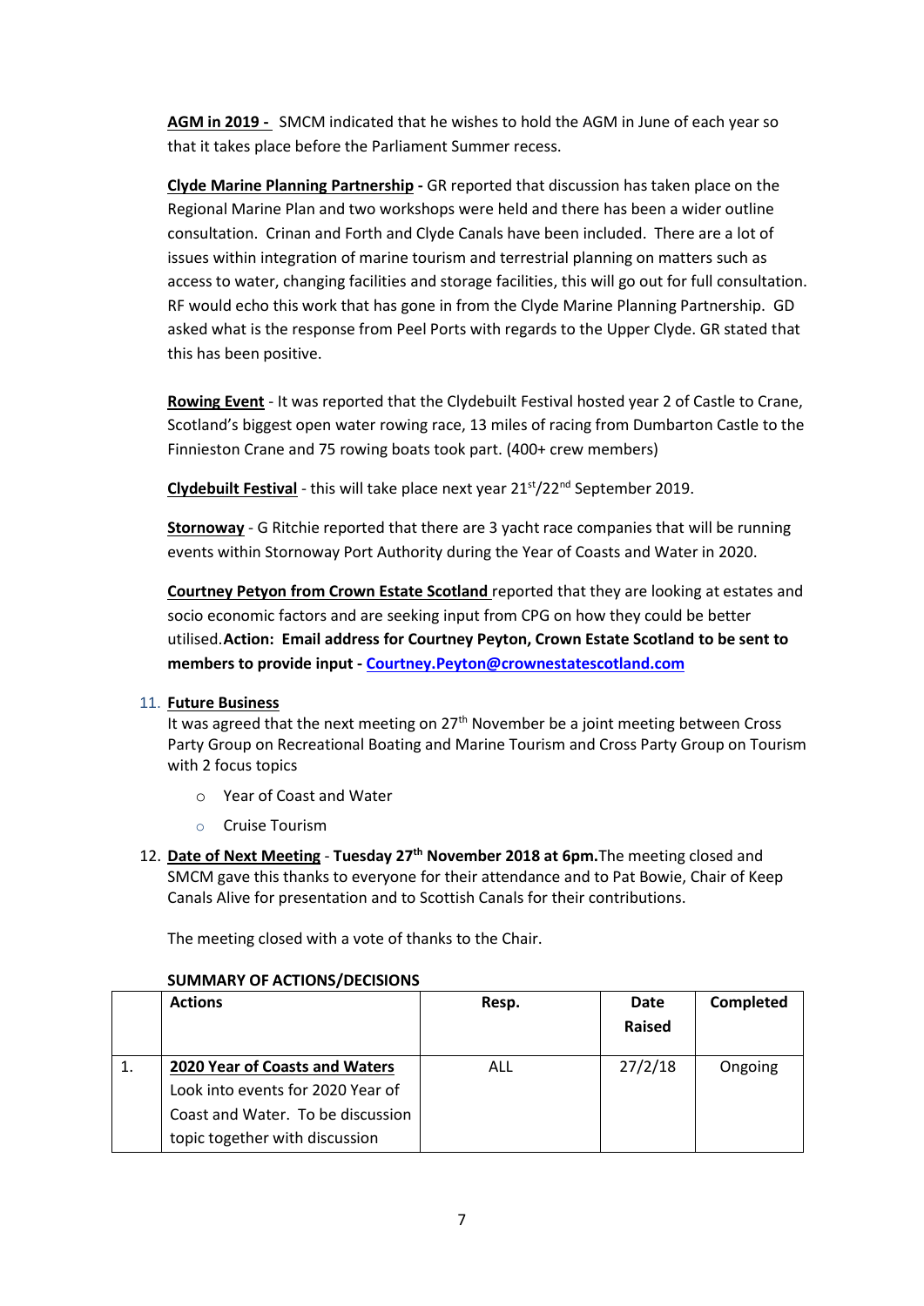**AGM in 2019 -** SMCM indicated that he wishes to hold the AGM in June of each year so that it takes place before the Parliament Summer recess.

**Clyde Marine Planning Partnership -** GR reported that discussion has taken place on the Regional Marine Plan and two workshops were held and there has been a wider outline consultation. Crinan and Forth and Clyde Canals have been included. There are a lot of issues within integration of marine tourism and terrestrial planning on matters such as access to water, changing facilities and storage facilities, this will go out for full consultation. RF would echo this work that has gone in from the Clyde Marine Planning Partnership. GD asked what is the response from Peel Ports with regards to the Upper Clyde. GR stated that this has been positive.

**Rowing Event** - It was reported that the Clydebuilt Festival hosted year 2 of Castle to Crane, Scotland's biggest open water rowing race, 13 miles of racing from Dumbarton Castle to the Finnieston Crane and 75 rowing boats took part. (400+ crew members)

**Clydebuilt Festival** - this will take place next year 21st/22nd September 2019.

**Stornoway** - G Ritchie reported that there are 3 yacht race companies that will be running events within Stornoway Port Authority during the Year of Coasts and Water in 2020.

**Courtney Petyon from Crown Estate Scotland** reported that they are looking at estates and socio economic factors and are seeking input from CPG on how they could be better utilised. **Action: Email address for Courtney Peyton, Crown Estate Scotland to be sent to members to provide input - Courtney.Peyton@crownestatescotland.com**

11. **Future Business**
    It was agreed that the next meeting on 27th November be a joint meeting between Cross Party Group on Recreational Boating and Marine Tourism and Cross Party Group on Tourism with 2 focus topics
    - Year of Coast and Water
    - Cruise Tourism

12. **Date of Next Meeting** - **Tuesday 27th November 2018 at 6pm.** The meeting closed and SMCM gave this thanks to everyone for their attendance and to Pat Bowie, Chair of Keep Canals Alive for presentation and to Scottish Canals for their contributions.

    The meeting closed with a vote of thanks to the Chair.

**SUMMARY OF ACTIONS/DECISIONS**

| | Actions | Resp. | Date Raised | Completed |
|---|---|---|---|---|
| 1. | **2020 Year of Coasts and Waters** Look into events for 2020 Year of Coast and Water. To be discussion topic together with discussion | ALL | 27/2/18 | Ongoing |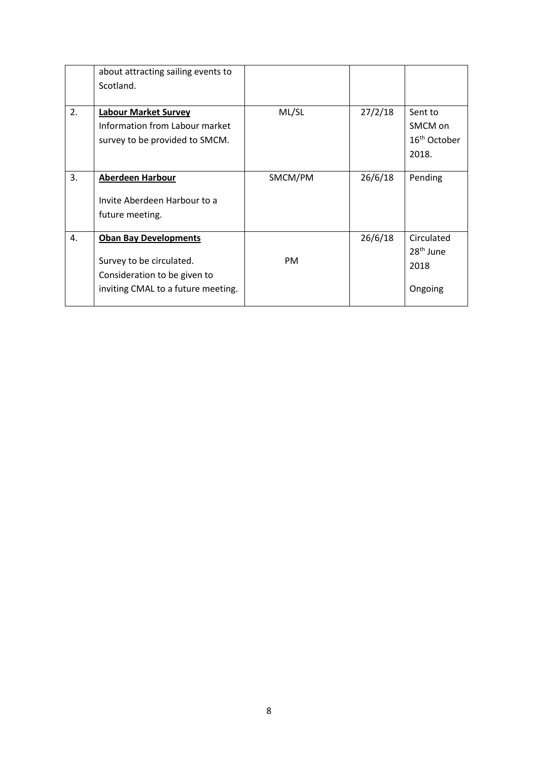| | | | | |
|---|---|---|---|---|
| | about attracting sailing events to Scotland. | | | |
| 2. | **Labour Market Survey**<br>Information from Labour market survey to be provided to SMCM. | ML/SL | 27/2/18 | Sent to SMCM on 16th October 2018. |
| 3. | **Aberdeen Harbour**<br><br>Invite Aberdeen Harbour to a future meeting. | SMCM/PM | 26/6/18 | Pending |
| 4. | **Oban Bay Developments**<br><br>Survey to be circulated.<br>Consideration to be given to inviting CMAL to a future meeting. | PM | 26/6/18 | Circulated 28th June 2018<br><br>Ongoing |